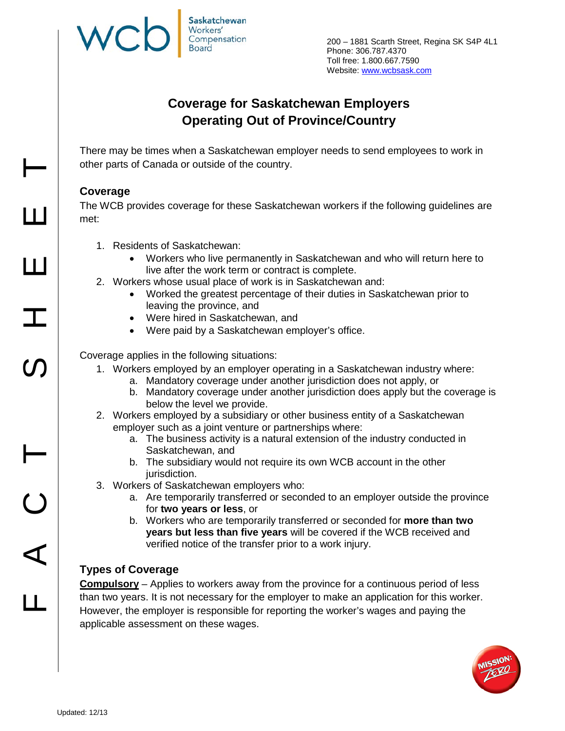Saskatchewan Workers' Compensation Board

200 – 1881 Scarth Street, Regina SK S4P 4L1
Phone: 306.787.4370
Toll free: 1.800.667.7590
Website: www.wcbsask.com

# Coverage for Saskatchewan Employers Operating Out of Province/Country

There may be times when a Saskatchewan employer needs to send employees to work in other parts of Canada or outside of the country.

### Coverage

The WCB provides coverage for these Saskatchewan workers if the following guidelines are met:

1. Residents of Saskatchewan:
    - Workers who live permanently in Saskatchewan and who will return here to live after the work term or contract is complete.
2. Workers whose usual place of work is in Saskatchewan and:
    - Worked the greatest percentage of their duties in Saskatchewan prior to leaving the province, and
    - Were hired in Saskatchewan, and
    - Were paid by a Saskatchewan employer's office.

Coverage applies in the following situations:

1. Workers employed by an employer operating in a Saskatchewan industry where:
    a. Mandatory coverage under another jurisdiction does not apply, or
    b. Mandatory coverage under another jurisdiction does apply but the coverage is below the level we provide.
2. Workers employed by a subsidiary or other business entity of a Saskatchewan employer such as a joint venture or partnerships where:
    a. The business activity is a natural extension of the industry conducted in Saskatchewan, and
    b. The subsidiary would not require its own WCB account in the other jurisdiction.
3. Workers of Saskatchewan employers who:
    a. Are temporarily transferred or seconded to an employer outside the province for **two years or less**, or
    b. Workers who are temporarily transferred or seconded for **more than two years but less than five years** will be covered if the WCB received and verified notice of the transfer prior to a work injury.

### Types of Coverage

**Compulsory** – Applies to workers away from the province for a continuous period of less than two years. It is not necessary for the employer to make an application for this worker. However, the employer is responsible for reporting the worker's wages and paying the applicable assessment on these wages.

Updated: 12/13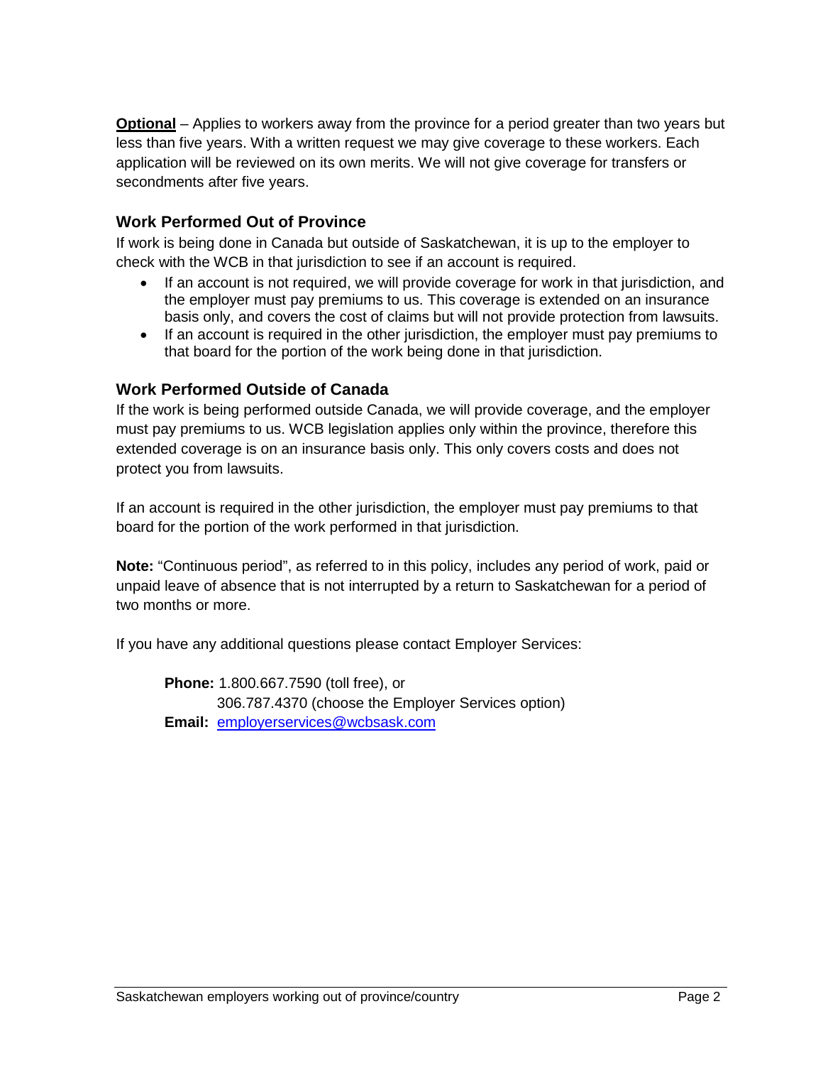**<u>Optional</u>** – Applies to workers away from the province for a period greater than two years but less than five years. With a written request we may give coverage to these workers. Each application will be reviewed on its own merits. We will not give coverage for transfers or secondments after five years.

### Work Performed Out of Province

If work is being done in Canada but outside of Saskatchewan, it is up to the employer to check with the WCB in that jurisdiction to see if an account is required.

- If an account is not required, we will provide coverage for work in that jurisdiction, and the employer must pay premiums to us. This coverage is extended on an insurance basis only, and covers the cost of claims but will not provide protection from lawsuits.
- If an account is required in the other jurisdiction, the employer must pay premiums to that board for the portion of the work being done in that jurisdiction.

### Work Performed Outside of Canada

If the work is being performed outside Canada, we will provide coverage, and the employer must pay premiums to us. WCB legislation applies only within the province, therefore this extended coverage is on an insurance basis only. This only covers costs and does not protect you from lawsuits.

If an account is required in the other jurisdiction, the employer must pay premiums to that board for the portion of the work performed in that jurisdiction.

**Note:** "Continuous period", as referred to in this policy, includes any period of work, paid or unpaid leave of absence that is not interrupted by a return to Saskatchewan for a period of two months or more.

If you have any additional questions please contact Employer Services:

**Phone:** 1.800.667.7590 (toll free), or
306.787.4370 (choose the Employer Services option)
**Email:** employerservices@wcbsask.com